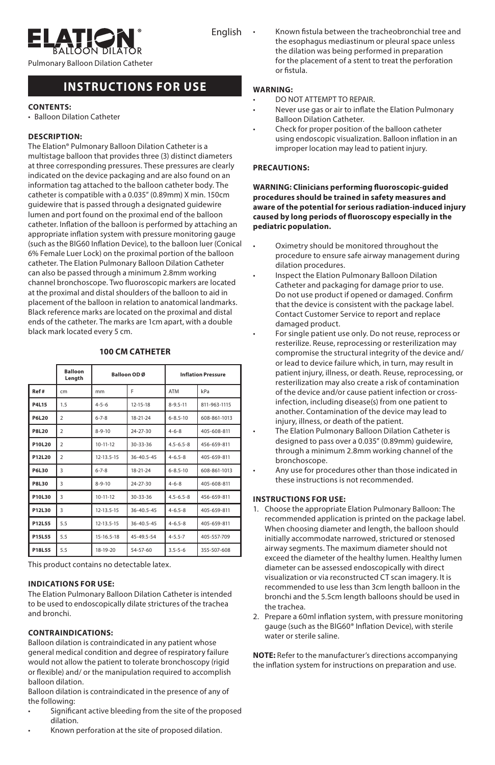# ELATION® BALLOON DILATOR

English

Pulmonary Balloon Dilation Catheter

## INSTRUCTIONS FOR USE

**CONTENTS:**

- Balloon Dilation Catheter

**DESCRIPTION:**

The Elation® Pulmonary Balloon Dilation Catheter is a multistage balloon that provides three (3) distinct diameters at three corresponding pressures. These pressures are clearly indicated on the device packaging and are also found on an information tag attached to the balloon catheter body. The catheter is compatible with a 0.035" (0.89mm) X min. 150cm guidewire that is passed through a designated guidewire lumen and port found on the proximal end of the balloon catheter. Inflation of the balloon is performed by attaching an appropriate inflation system with pressure monitoring gauge (such as the BIG60 Inflation Device), to the balloon luer (Conical 6% Female Luer Lock) on the proximal portion of the balloon catheter. The Elation Pulmonary Balloon Dilation Catheter can also be passed through a minimum 2.8mm working channel bronchoscope. Two fluoroscopic markers are located at the proximal and distal shoulders of the balloon to aid in placement of the balloon in relation to anatomical landmarks. Black reference marks are located on the proximal and distal ends of the catheter. The marks are 1cm apart, with a double black mark located every 5 cm.

**100 CM CATHETER**

| | Balloon Length | Balloon OD Ø | | Inflation Pressure | |
|---|---|---|---|---|---|
| Ref # | cm | mm | F | ATM | kPa |
| **P4L15** | 1.5 | 4-5-6 | 12-15-18 | 8-9.5-11 | 811-963-1115 |
| **P6L20** | 2 | 6-7-8 | 18-21-24 | 6-8.5-10 | 608-861-1013 |
| **P8L20** | 2 | 8-9-10 | 24-27-30 | 4-6-8 | 405-608-811 |
| **P10L20** | 2 | 10-11-12 | 30-33-36 | 4.5-6.5-8 | 456-659-811 |
| **P12L20** | 2 | 12-13.5-15 | 36-40.5-45 | 4-6.5-8 | 405-659-811 |
| **P6L30** | 3 | 6-7-8 | 18-21-24 | 6-8.5-10 | 608-861-1013 |
| **P8L30** | 3 | 8-9-10 | 24-27-30 | 4-6-8 | 405-608-811 |
| **P10L30** | 3 | 10-11-12 | 30-33-36 | 4.5-6.5-8 | 456-659-811 |
| **P12L30** | 3 | 12-13.5-15 | 36-40.5-45 | 4-6.5-8 | 405-659-811 |
| **P12L55** | 5.5 | 12-13.5-15 | 36-40.5-45 | 4-6.5-8 | 405-659-811 |
| **P15L55** | 5.5 | 15-16.5-18 | 45-49.5-54 | 4-5.5-7 | 405-557-709 |
| **P18L55** | 5.5 | 18-19-20 | 54-57-60 | 3.5-5-6 | 355-507-608 |

This product contains no detectable latex.

**INDICATIONS FOR USE:**

The Elation Pulmonary Balloon Dilation Catheter is intended to be used to endoscopically dilate strictures of the trachea and bronchi.

**CONTRAINDICATIONS:**

Balloon dilation is contraindicated in any patient whose general medical condition and degree of respiratory failure would not allow the patient to tolerate bronchoscopy (rigid or flexible) and/ or the manipulation required to accomplish balloon dilation.

Balloon dilation is contraindicated in the presence of any of the following:

- Significant active bleeding from the site of the proposed dilation.
- Known perforation at the site of proposed dilation.
- Known fistula between the tracheobronchial tree and the esophagus mediastinum or pleural space unless the dilation was being performed in preparation for the placement of a stent to treat the perforation or fistula.

**WARNING:**

- DO NOT ATTEMPT TO REPAIR.
- Never use gas or air to inflate the Elation Pulmonary Balloon Dilation Catheter.
- Check for proper position of the balloon catheter using endoscopic visualization. Balloon inflation in an improper location may lead to patient injury.

**PRECAUTIONS:**

**WARNING: Clinicians performing fluoroscopic-guided procedures should be trained in safety measures and aware of the potential for serious radiation-induced injury caused by long periods of fluoroscopy especially in the pediatric population.**

- Oximetry should be monitored throughout the procedure to ensure safe airway management during dilation procedures.
- Inspect the Elation Pulmonary Balloon Dilation Catheter and packaging for damage prior to use. Do not use product if opened or damaged. Confirm that the device is consistent with the package label. Contact Customer Service to report and replace damaged product.
- For single patient use only. Do not reuse, reprocess or resterilize. Reuse, reprocessing or resterilization may compromise the structural integrity of the device and/ or lead to device failure which, in turn, may result in patient injury, illness, or death. Reuse, reprocessing, or resterilization may also create a risk of contamination of the device and/or cause patient infection or cross-infection, including disease(s) from one patient to another. Contamination of the device may lead to injury, illness, or death of the patient.
- The Elation Pulmonary Balloon Dilation Catheter is designed to pass over a 0.035" (0.89mm) guidewire, through a minimum 2.8mm working channel of the bronchoscope.
- Any use for procedures other than those indicated in these instructions is not recommended.

**INSTRUCTIONS FOR USE:**

1. Choose the appropriate Elation Pulmonary Balloon: The recommended application is printed on the package label. When choosing diameter and length, the balloon should initially accommodate narrowed, strictured or stenosed airway segments. The maximum diameter should not exceed the diameter of the healthy lumen. Healthy lumen diameter can be assessed endoscopically with direct visualization or via reconstructed CT scan imagery. It is recommended to use less than 3cm length balloon in the bronchi and the 5.5cm length balloons should be used in the trachea.
2. Prepare a 60ml inflation system, with pressure monitoring gauge (such as the BIG60® Inflation Device), with sterile water or sterile saline.

**NOTE:** Refer to the manufacturer's directions accompanying the inflation system for instructions on preparation and use.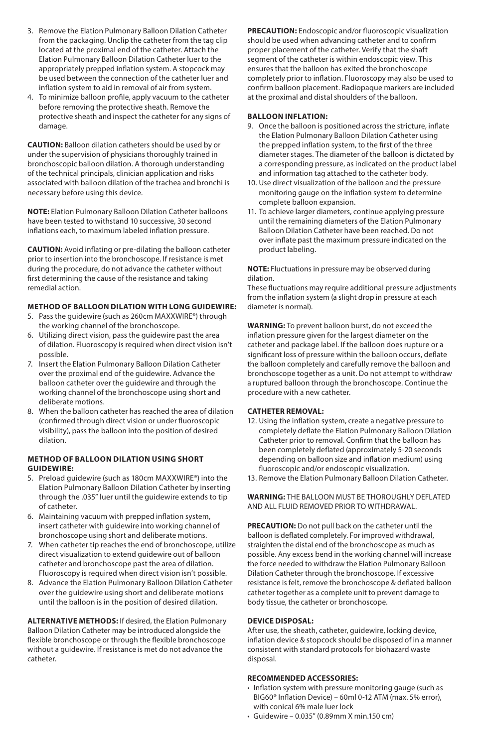3. Remove the Elation Pulmonary Balloon Dilation Catheter from the packaging. Unclip the catheter from the tag clip located at the proximal end of the catheter. Attach the Elation Pulmonary Balloon Dilation Catheter luer to the appropriately prepped inflation system. A stopcock may be used between the connection of the catheter luer and inflation system to aid in removal of air from system.
4. To minimize balloon profile, apply vacuum to the catheter before removing the protective sheath. Remove the protective sheath and inspect the catheter for any signs of damage.

**CAUTION:** Balloon dilation catheters should be used by or under the supervision of physicians thoroughly trained in bronchoscopic balloon dilation. A thorough understanding of the technical principals, clinician application and risks associated with balloon dilation of the trachea and bronchi is necessary before using this device.

**NOTE:** Elation Pulmonary Balloon Dilation Catheter balloons have been tested to withstand 10 successive, 30 second inflations each, to maximum labeled inflation pressure.

**CAUTION:** Avoid inflating or pre-dilating the balloon catheter prior to insertion into the bronchoscope. If resistance is met during the procedure, do not advance the catheter without first determining the cause of the resistance and taking remedial action.

**METHOD OF BALLOON DILATION WITH LONG GUIDEWIRE:**

5. Pass the guidewire (such as 260cm MAXXWIRE®) through the working channel of the bronchoscope.
6. Utilizing direct vision, pass the guidewire past the area of dilation. Fluoroscopy is required when direct vision isn't possible.
7. Insert the Elation Pulmonary Balloon Dilation Catheter over the proximal end of the guidewire. Advance the balloon catheter over the guidewire and through the working channel of the bronchoscope using short and deliberate motions.
8. When the balloon catheter has reached the area of dilation (confirmed through direct vision or under fluoroscopic visibility), pass the balloon into the position of desired dilation.

**METHOD OF BALLOON DILATION USING SHORT GUIDEWIRE:**

5. Preload guidewire (such as 180cm MAXXWIRE®) into the Elation Pulmonary Balloon Dilation Catheter by inserting through the .035" luer until the guidewire extends to tip of catheter.
6. Maintaining vacuum with prepped inflation system, insert catheter with guidewire into working channel of bronchoscope using short and deliberate motions.
7. When catheter tip reaches the end of bronchoscope, utilize direct visualization to extend guidewire out of balloon catheter and bronchoscope past the area of dilation. Fluoroscopy is required when direct vision isn't possible.
8. Advance the Elation Pulmonary Balloon Dilation Catheter over the guidewire using short and deliberate motions until the balloon is in the position of desired dilation.

**ALTERNATIVE METHODS:** If desired, the Elation Pulmonary Balloon Dilation Catheter may be introduced alongside the flexible bronchoscope or through the flexible bronchoscope without a guidewire. If resistance is met do not advance the catheter.

**PRECAUTION:** Endoscopic and/or fluoroscopic visualization should be used when advancing catheter and to confirm proper placement of the catheter. Verify that the shaft segment of the catheter is within endoscopic view. This ensures that the balloon has exited the bronchoscope completely prior to inflation. Fluoroscopy may also be used to confirm balloon placement. Radiopaque markers are included at the proximal and distal shoulders of the balloon.

**BALLOON INFLATION:**

9. Once the balloon is positioned across the stricture, inflate the Elation Pulmonary Balloon Dilation Catheter using the prepped inflation system, to the first of the three diameter stages. The diameter of the balloon is dictated by a corresponding pressure, as indicated on the product label and information tag attached to the catheter body.
10. Use direct visualization of the balloon and the pressure monitoring gauge on the inflation system to determine complete balloon expansion.
11. To achieve larger diameters, continue applying pressure until the remaining diameters of the Elation Pulmonary Balloon Dilation Catheter have been reached. Do not over inflate past the maximum pressure indicated on the product labeling.

**NOTE:** Fluctuations in pressure may be observed during dilation.
These fluctuations may require additional pressure adjustments from the inflation system (a slight drop in pressure at each diameter is normal).

**WARNING:** To prevent balloon burst, do not exceed the inflation pressure given for the largest diameter on the catheter and package label. If the balloon does rupture or a significant loss of pressure within the balloon occurs, deflate the balloon completely and carefully remove the balloon and bronchoscope together as a unit. Do not attempt to withdraw a ruptured balloon through the bronchoscope. Continue the procedure with a new catheter.

**CATHETER REMOVAL:**

12. Using the inflation system, create a negative pressure to completely deflate the Elation Pulmonary Balloon Dilation Catheter prior to removal. Confirm that the balloon has been completely deflated (approximately 5-20 seconds depending on balloon size and inflation medium) using fluoroscopic and/or endoscopic visualization.
13. Remove the Elation Pulmonary Balloon Dilation Catheter.

**WARNING:** THE BALLOON MUST BE THOROUGHLY DEFLATED AND ALL FLUID REMOVED PRIOR TO WITHDRAWAL.

**PRECAUTION:** Do not pull back on the catheter until the balloon is deflated completely. For improved withdrawal, straighten the distal end of the bronchoscope as much as possible. Any excess bend in the working channel will increase the force needed to withdraw the Elation Pulmonary Balloon Dilation Catheter through the bronchoscope. If excessive resistance is felt, remove the bronchoscope & deflated balloon catheter together as a complete unit to prevent damage to body tissue, the catheter or bronchoscope.

**DEVICE DISPOSAL:**

After use, the sheath, catheter, guidewire, locking device, inflation device & stopcock should be disposed of in a manner consistent with standard protocols for biohazard waste disposal.

**RECOMMENDED ACCESSORIES:**

- Inflation system with pressure monitoring gauge (such as BIG60® Inflation Device) – 60ml 0-12 ATM (max. 5% error), with conical 6% male luer lock
- Guidewire – 0.035" (0.89mm X min.150 cm)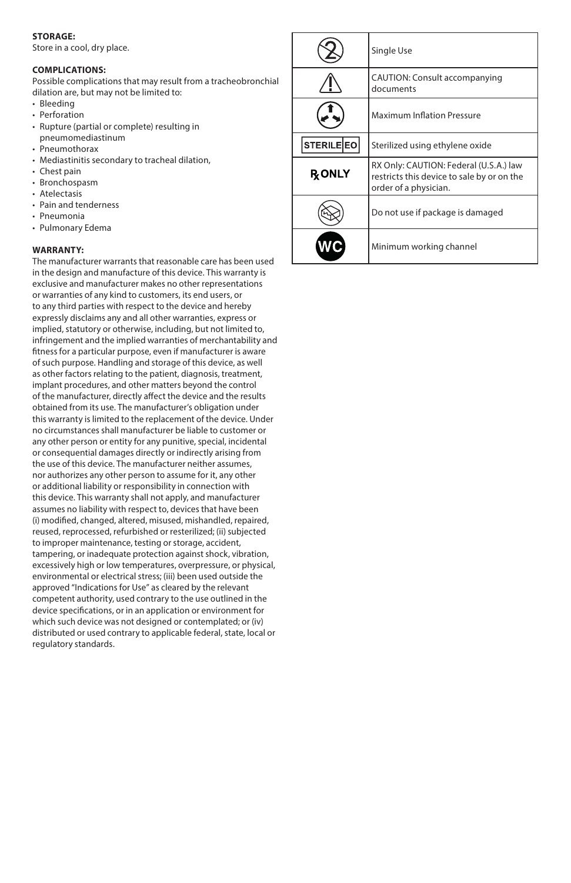**STORAGE:**
Store in a cool, dry place.

**COMPLICATIONS:**
Possible complications that may result from a tracheobronchial dilation are, but may not be limited to:

- Bleeding
- Perforation
- Rupture (partial or complete) resulting in pneumomediastinum
- Pneumothorax
- Mediastinitis secondary to tracheal dilation,
- Chest pain
- Bronchospasm
- Atelectasis
- Pain and tenderness
- Pneumonia
- Pulmonary Edema

**WARRANTY:**
The manufacturer warrants that reasonable care has been used in the design and manufacture of this device. This warranty is exclusive and manufacturer makes no other representations or warranties of any kind to customers, its end users, or to any third parties with respect to the device and hereby expressly disclaims any and all other warranties, express or implied, statutory or otherwise, including, but not limited to, infringement and the implied warranties of merchantability and fitness for a particular purpose, even if manufacturer is aware of such purpose. Handling and storage of this device, as well as other factors relating to the patient, diagnosis, treatment, implant procedures, and other matters beyond the control of the manufacturer, directly affect the device and the results obtained from its use. The manufacturer's obligation under this warranty is limited to the replacement of the device. Under no circumstances shall manufacturer be liable to customer or any other person or entity for any punitive, special, incidental or consequential damages directly or indirectly arising from the use of this device. The manufacturer neither assumes, nor authorizes any other person to assume for it, any other or additional liability or responsibility in connection with this device. This warranty shall not apply, and manufacturer assumes no liability with respect to, devices that have been (i) modified, changed, altered, misused, mishandled, repaired, reused, reprocessed, refurbished or resterilized; (ii) subjected to improper maintenance, testing or storage, accident, tampering, or inadequate protection against shock, vibration, excessively high or low temperatures, overpressure, or physical, environmental or electrical stress; (iii) been used outside the approved "Indications for Use" as cleared by the relevant competent authority, used contrary to the use outlined in the device specifications, or in an application or environment for which such device was not designed or contemplated; or (iv) distributed or used contrary to applicable federal, state, local or regulatory standards.

| Symbol | Description |
|---|---|
| (2) | Single Use |
| ⚠ | CAUTION: Consult accompanying documents |
| | Maximum Inflation Pressure |
| STERILE EO | Sterilized using ethylene oxide |
| Rx ONLY | RX Only: CAUTION: Federal (U.S.A.) law restricts this device to sale by or on the order of a physician. |
| | Do not use if package is damaged |
| WC | Minimum working channel |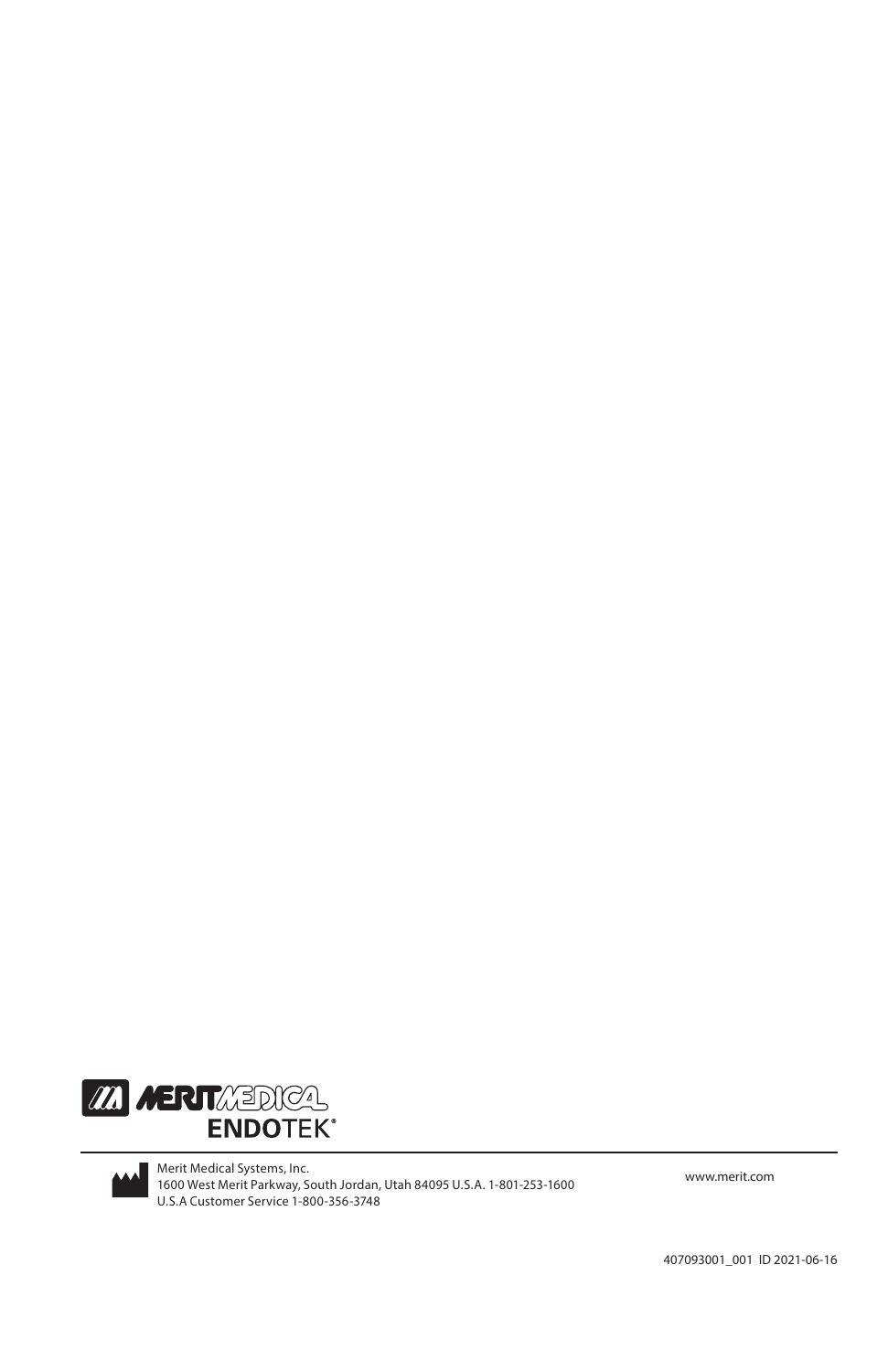MERIT MEDICAL
ENDOTEK®

Merit Medical Systems, Inc.
1600 West Merit Parkway, South Jordan, Utah 84095 U.S.A. 1-801-253-1600
U.S.A Customer Service 1-800-356-3748

www.merit.com

407093001_001 ID 2021-06-16